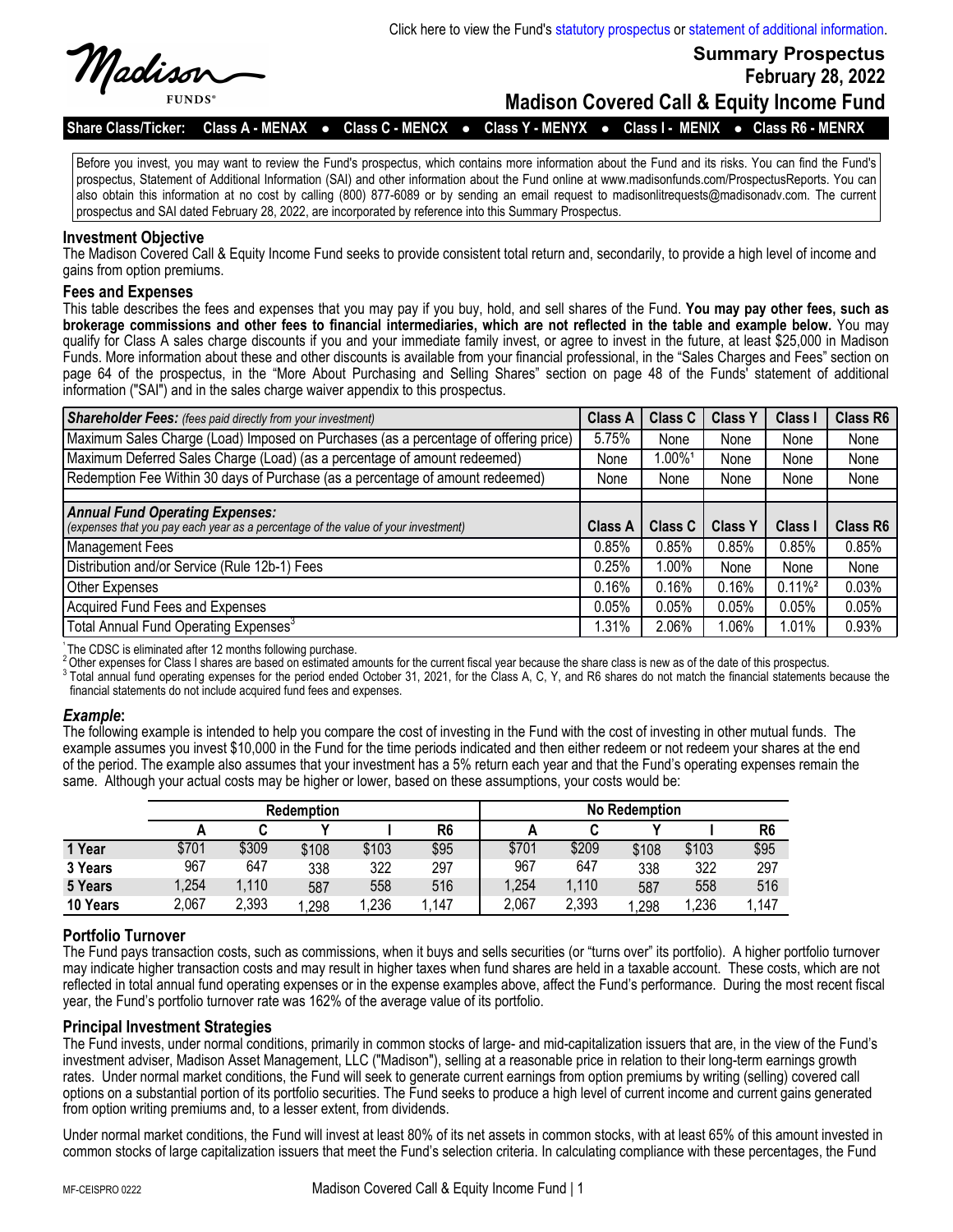Click here to view the Fund's statutory prospectus or statement of additional information.

Madison FUNDS®

# Summary Prospectus
## February 28, 2022
## Madison Covered Call & Equity Income Fund

**Share Class/Ticker: Class A - MENAX ● Class C - MENCX ● Class Y - MENYX ● Class I - MENIX ● Class R6 - MENRX**

Before you invest, you may want to review the Fund's prospectus, which contains more information about the Fund and its risks. You can find the Fund's prospectus, Statement of Additional Information (SAI) and other information about the Fund online at www.madisonfunds.com/ProspectusReports. You can also obtain this information at no cost by calling (800) 877-6089 or by sending an email request to madisonlitrequests@madisonadv.com. The current prospectus and SAI dated February 28, 2022, are incorporated by reference into this Summary Prospectus.

### Investment Objective

The Madison Covered Call & Equity Income Fund seeks to provide consistent total return and, secondarily, to provide a high level of income and gains from option premiums.

### Fees and Expenses

This table describes the fees and expenses that you may pay if you buy, hold, and sell shares of the Fund. **You may pay other fees, such as brokerage commissions and other fees to financial intermediaries, which are not reflected in the table and example below.** You may qualify for Class A sales charge discounts if you and your immediate family invest, or agree to invest in the future, at least $25,000 in Madison Funds. More information about these and other discounts is available from your financial professional, in the “Sales Charges and Fees” section on page 64 of the prospectus, in the “More About Purchasing and Selling Shares” section on page 48 of the Funds' statement of additional information ("SAI") and in the sales charge waiver appendix to this prospectus.

| ***Shareholder Fees:*** *(fees paid directly from your investment)* | Class A | Class C | Class Y | Class I | Class R6 |
|---|---|---|---|---|---|
| Maximum Sales Charge (Load) Imposed on Purchases (as a percentage of offering price) | 5.75% | None | None | None | None |
| Maximum Deferred Sales Charge (Load) (as a percentage of amount redeemed) | None | 1.00%[1] | None | None | None |
| Redemption Fee Within 30 days of Purchase (as a percentage of amount redeemed) | None | None | None | None | None |
| ***Annual Fund Operating Expenses:*** *(expenses that you pay each year as a percentage of the value of your investment)* | **Class A** | **Class C** | **Class Y** | **Class I** | **Class R6** |
| Management Fees | 0.85% | 0.85% | 0.85% | 0.85% | 0.85% |
| Distribution and/or Service (Rule 12b-1) Fees | 0.25% | 1.00% | None | None | None |
| Other Expenses | 0.16% | 0.16% | 0.16% | 0.11%[2] | 0.03% |
| Acquired Fund Fees and Expenses | 0.05% | 0.05% | 0.05% | 0.05% | 0.05% |
| Total Annual Fund Operating Expenses[3] | 1.31% | 2.06% | 1.06% | 1.01% | 0.93% |

[1] The CDSC is eliminated after 12 months following purchase.
[2] Other expenses for Class I shares are based on estimated amounts for the current fiscal year because the share class is new as of the date of this prospectus.
[3] Total annual fund operating expenses for the period ended October 31, 2021, for the Class A, C, Y, and R6 shares do not match the financial statements because the financial statements do not include acquired fund fees and expenses.

### *Example*:

The following example is intended to help you compare the cost of investing in the Fund with the cost of investing in other mutual funds. The example assumes you invest $10,000 in the Fund for the time periods indicated and then either redeem or not redeem your shares at the end of the period. The example also assumes that your investment has a 5% return each year and that the Fund's operating expenses remain the same. Although your actual costs may be higher or lower, based on these assumptions, your costs would be:

| | Redemption | | | | | No Redemption | | | | |
|---|---|---|---|---|---|---|---|---|---|---|
| | A | C | Y | I | R6 | A | C | Y | I | R6 |
| **1 Year** | $701 | $309 | $108 | $103 | $95 | $701 | $209 | $108 | $103 | $95 |
| **3 Years** | 967 | 647 | 338 | 322 | 297 | 967 | 647 | 338 | 322 | 297 |
| **5 Years** | 1,254 | 1,110 | 587 | 558 | 516 | 1,254 | 1,110 | 587 | 558 | 516 |
| **10 Years** | 2,067 | 2,393 | 1,298 | 1,236 | 1,147 | 2,067 | 2,393 | 1,298 | 1,236 | 1,147 |

### Portfolio Turnover

The Fund pays transaction costs, such as commissions, when it buys and sells securities (or “turns over” its portfolio). A higher portfolio turnover may indicate higher transaction costs and may result in higher taxes when fund shares are held in a taxable account. These costs, which are not reflected in total annual fund operating expenses or in the expense examples above, affect the Fund's performance. During the most recent fiscal year, the Fund's portfolio turnover rate was 162% of the average value of its portfolio.

### Principal Investment Strategies

The Fund invests, under normal conditions, primarily in common stocks of large- and mid-capitalization issuers that are, in the view of the Fund's investment adviser, Madison Asset Management, LLC ("Madison"), selling at a reasonable price in relation to their long-term earnings growth rates. Under normal market conditions, the Fund will seek to generate current earnings from option premiums by writing (selling) covered call options on a substantial portion of its portfolio securities. The Fund seeks to produce a high level of current income and current gains generated from option writing premiums and, to a lesser extent, from dividends.

Under normal market conditions, the Fund will invest at least 80% of its net assets in common stocks, with at least 65% of this amount invested in common stocks of large capitalization issuers that meet the Fund's selection criteria. In calculating compliance with these percentages, the Fund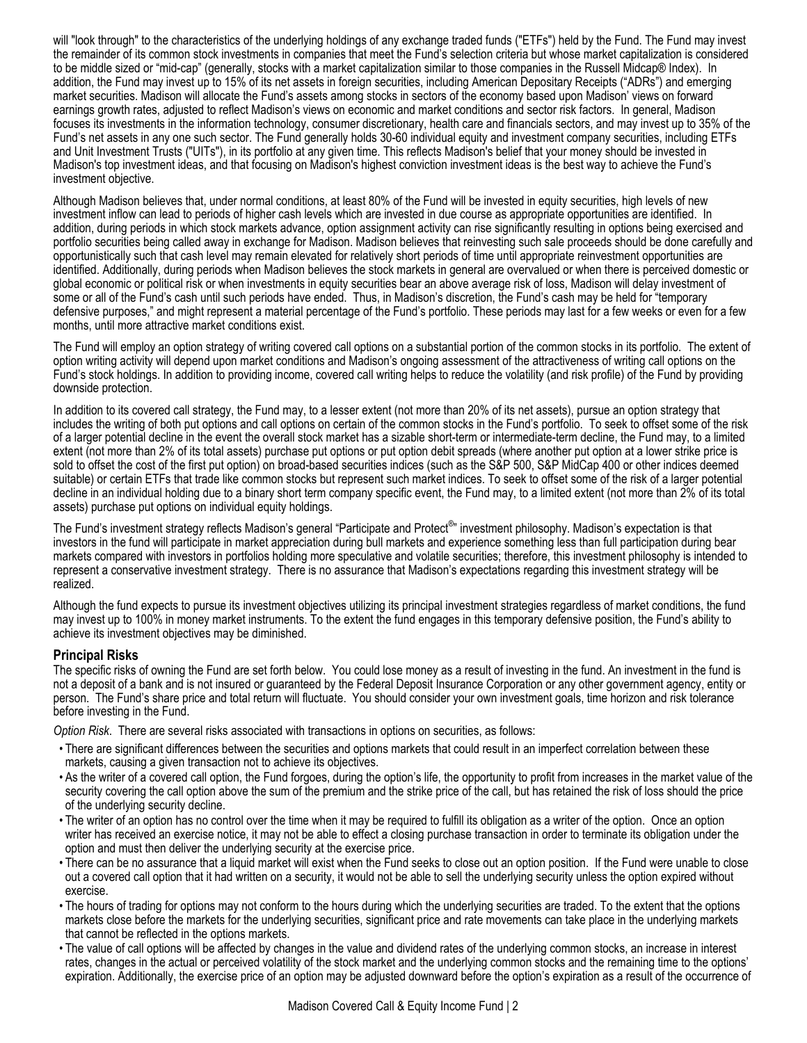will "look through" to the characteristics of the underlying holdings of any exchange traded funds ("ETFs") held by the Fund. The Fund may invest the remainder of its common stock investments in companies that meet the Fund's selection criteria but whose market capitalization is considered to be middle sized or "mid-cap" (generally, stocks with a market capitalization similar to those companies in the Russell Midcap® Index). In addition, the Fund may invest up to 15% of its net assets in foreign securities, including American Depositary Receipts ("ADRs") and emerging market securities. Madison will allocate the Fund's assets among stocks in sectors of the economy based upon Madison' views on forward earnings growth rates, adjusted to reflect Madison's views on economic and market conditions and sector risk factors. In general, Madison focuses its investments in the information technology, consumer discretionary, health care and financials sectors, and may invest up to 35% of the Fund's net assets in any one such sector. The Fund generally holds 30-60 individual equity and investment company securities, including ETFs and Unit Investment Trusts ("UITs"), in its portfolio at any given time. This reflects Madison's belief that your money should be invested in Madison's top investment ideas, and that focusing on Madison's highest conviction investment ideas is the best way to achieve the Fund's investment objective.

Although Madison believes that, under normal conditions, at least 80% of the Fund will be invested in equity securities, high levels of new investment inflow can lead to periods of higher cash levels which are invested in due course as appropriate opportunities are identified. In addition, during periods in which stock markets advance, option assignment activity can rise significantly resulting in options being exercised and portfolio securities being called away in exchange for Madison. Madison believes that reinvesting such sale proceeds should be done carefully and opportunistically such that cash level may remain elevated for relatively short periods of time until appropriate reinvestment opportunities are identified. Additionally, during periods when Madison believes the stock markets in general are overvalued or when there is perceived domestic or global economic or political risk or when investments in equity securities bear an above average risk of loss, Madison will delay investment of some or all of the Fund's cash until such periods have ended. Thus, in Madison's discretion, the Fund's cash may be held for "temporary defensive purposes," and might represent a material percentage of the Fund's portfolio. These periods may last for a few weeks or even for a few months, until more attractive market conditions exist.

The Fund will employ an option strategy of writing covered call options on a substantial portion of the common stocks in its portfolio. The extent of option writing activity will depend upon market conditions and Madison's ongoing assessment of the attractiveness of writing call options on the Fund's stock holdings. In addition to providing income, covered call writing helps to reduce the volatility (and risk profile) of the Fund by providing downside protection.

In addition to its covered call strategy, the Fund may, to a lesser extent (not more than 20% of its net assets), pursue an option strategy that includes the writing of both put options and call options on certain of the common stocks in the Fund's portfolio. To seek to offset some of the risk of a larger potential decline in the event the overall stock market has a sizable short-term or intermediate-term decline, the Fund may, to a limited extent (not more than 2% of its total assets) purchase put options or put option debit spreads (where another put option at a lower strike price is sold to offset the cost of the first put option) on broad-based securities indices (such as the S&P 500, S&P MidCap 400 or other indices deemed suitable) or certain ETFs that trade like common stocks but represent such market indices. To seek to offset some of the risk of a larger potential decline in an individual holding due to a binary short term company specific event, the Fund may, to a limited extent (not more than 2% of its total assets) purchase put options on individual equity holdings.

The Fund's investment strategy reflects Madison's general "Participate and Protect®" investment philosophy. Madison's expectation is that investors in the fund will participate in market appreciation during bull markets and experience something less than full participation during bear markets compared with investors in portfolios holding more speculative and volatile securities; therefore, this investment philosophy is intended to represent a conservative investment strategy. There is no assurance that Madison's expectations regarding this investment strategy will be realized.

Although the fund expects to pursue its investment objectives utilizing its principal investment strategies regardless of market conditions, the fund may invest up to 100% in money market instruments. To the extent the fund engages in this temporary defensive position, the Fund's ability to achieve its investment objectives may be diminished.

### Principal Risks

The specific risks of owning the Fund are set forth below. You could lose money as a result of investing in the fund. An investment in the fund is not a deposit of a bank and is not insured or guaranteed by the Federal Deposit Insurance Corporation or any other government agency, entity or person. The Fund's share price and total return will fluctuate. You should consider your own investment goals, time horizon and risk tolerance before investing in the Fund.

*Option Risk*. There are several risks associated with transactions in options on securities, as follows:

- There are significant differences between the securities and options markets that could result in an imperfect correlation between these markets, causing a given transaction not to achieve its objectives.
- As the writer of a covered call option, the Fund forgoes, during the option's life, the opportunity to profit from increases in the market value of the security covering the call option above the sum of the premium and the strike price of the call, but has retained the risk of loss should the price of the underlying security decline.
- The writer of an option has no control over the time when it may be required to fulfill its obligation as a writer of the option. Once an option writer has received an exercise notice, it may not be able to effect a closing purchase transaction in order to terminate its obligation under the option and must then deliver the underlying security at the exercise price.
- There can be no assurance that a liquid market will exist when the Fund seeks to close out an option position. If the Fund were unable to close out a covered call option that it had written on a security, it would not be able to sell the underlying security unless the option expired without exercise.
- The hours of trading for options may not conform to the hours during which the underlying securities are traded. To the extent that the options markets close before the markets for the underlying securities, significant price and rate movements can take place in the underlying markets that cannot be reflected in the options markets.
- The value of call options will be affected by changes in the value and dividend rates of the underlying common stocks, an increase in interest rates, changes in the actual or perceived volatility of the stock market and the underlying common stocks and the remaining time to the options' expiration. Additionally, the exercise price of an option may be adjusted downward before the option's expiration as a result of the occurrence of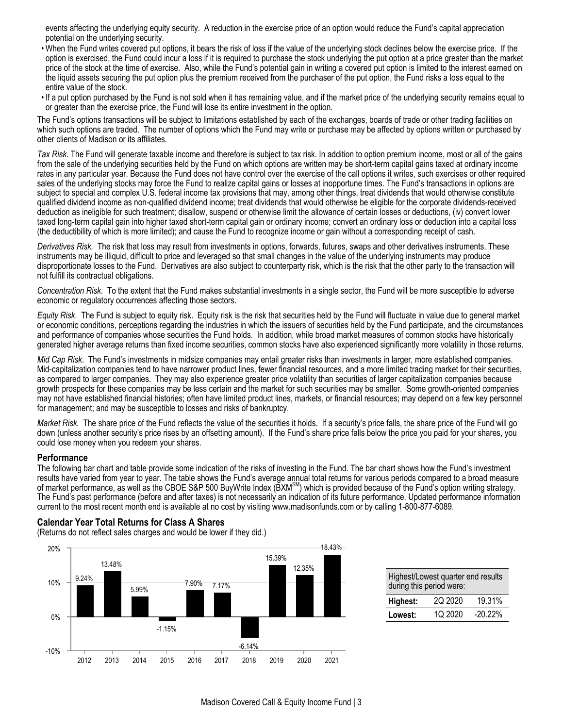events affecting the underlying equity security. A reduction in the exercise price of an option would reduce the Fund's capital appreciation potential on the underlying security.

- When the Fund writes covered put options, it bears the risk of loss if the value of the underlying stock declines below the exercise price. If the option is exercised, the Fund could incur a loss if it is required to purchase the stock underlying the put option at a price greater than the market price of the stock at the time of exercise. Also, while the Fund's potential gain in writing a covered put option is limited to the interest earned on the liquid assets securing the put option plus the premium received from the purchaser of the put option, the Fund risks a loss equal to the entire value of the stock.
- If a put option purchased by the Fund is not sold when it has remaining value, and if the market price of the underlying security remains equal to or greater than the exercise price, the Fund will lose its entire investment in the option.

The Fund's options transactions will be subject to limitations established by each of the exchanges, boards of trade or other trading facilities on which such options are traded. The number of options which the Fund may write or purchase may be affected by options written or purchased by other clients of Madison or its affiliates.

*Tax Risk*. The Fund will generate taxable income and therefore is subject to tax risk. In addition to option premium income, most or all of the gains from the sale of the underlying securities held by the Fund on which options are written may be short-term capital gains taxed at ordinary income rates in any particular year. Because the Fund does not have control over the exercise of the call options it writes, such exercises or other required sales of the underlying stocks may force the Fund to realize capital gains or losses at inopportune times. The Fund's transactions in options are subject to special and complex U.S. federal income tax provisions that may, among other things, treat dividends that would otherwise constitute qualified dividend income as non-qualified dividend income; treat dividends that would otherwise be eligible for the corporate dividends-received deduction as ineligible for such treatment; disallow, suspend or otherwise limit the allowance of certain losses or deductions, (iv) convert lower taxed long-term capital gain into higher taxed short-term capital gain or ordinary income; convert an ordinary loss or deduction into a capital loss (the deductibility of which is more limited); and cause the Fund to recognize income or gain without a corresponding receipt of cash.

*Derivatives Risk.* The risk that loss may result from investments in options, forwards, futures, swaps and other derivatives instruments. These instruments may be illiquid, difficult to price and leveraged so that small changes in the value of the underlying instruments may produce disproportionate losses to the Fund. Derivatives are also subject to counterparty risk, which is the risk that the other party to the transaction will not fulfill its contractual obligations.

*Concentration Risk*. To the extent that the Fund makes substantial investments in a single sector, the Fund will be more susceptible to adverse economic or regulatory occurrences affecting those sectors.

*Equity Risk.* The Fund is subject to equity risk. Equity risk is the risk that securities held by the Fund will fluctuate in value due to general market or economic conditions, perceptions regarding the industries in which the issuers of securities held by the Fund participate, and the circumstances and performance of companies whose securities the Fund holds. In addition, while broad market measures of common stocks have historically generated higher average returns than fixed income securities, common stocks have also experienced significantly more volatility in those returns.

*Mid Cap Risk.* The Fund's investments in midsize companies may entail greater risks than investments in larger, more established companies. Mid-capitalization companies tend to have narrower product lines, fewer financial resources, and a more limited trading market for their securities, as compared to larger companies. They may also experience greater price volatility than securities of larger capitalization companies because growth prospects for these companies may be less certain and the market for such securities may be smaller. Some growth-oriented companies may not have established financial histories; often have limited product lines, markets, or financial resources; may depend on a few key personnel for management; and may be susceptible to losses and risks of bankruptcy.

*Market Risk.* The share price of the Fund reflects the value of the securities it holds. If a security's price falls, the share price of the Fund will go down (unless another security's price rises by an offsetting amount). If the Fund's share price falls below the price you paid for your shares, you could lose money when you redeem your shares.

### Performance

The following bar chart and table provide some indication of the risks of investing in the Fund. The bar chart shows how the Fund's investment results have varied from year to year. The table shows the Fund's average annual total returns for various periods compared to a broad measure of market performance, as well as the CBOE S&P 500 BuyWrite Index (BXM[SM]) which is provided because of the Fund's option writing strategy. The Fund's past performance (before and after taxes) is not necessarily an indication of its future performance. Updated performance information current to the most recent month end is available at no cost by visiting www.madisonfunds.com or by calling 1-800-877-6089.

#### Calendar Year Total Returns for Class A Shares

(Returns do not reflect sales charges and would be lower if they did.)

| Year | Total Return |
|---|---|
| 2012 | 9.24% |
| 2013 | 13.48% |
| 2014 | 5.99% |
| 2015 | -1.15% |
| 2016 | 7.90% |
| 2017 | 7.17% |
| 2018 | -6.14% |
| 2019 | 15.39% |
| 2020 | 12.35% |
| 2021 | 18.43% |

| Highest/Lowest quarter end results during this period were: | | |
|---|---|---|
| **Highest:** | 2Q 2020 | 19.31% |
| **Lowest:** | 1Q 2020 | -20.22% |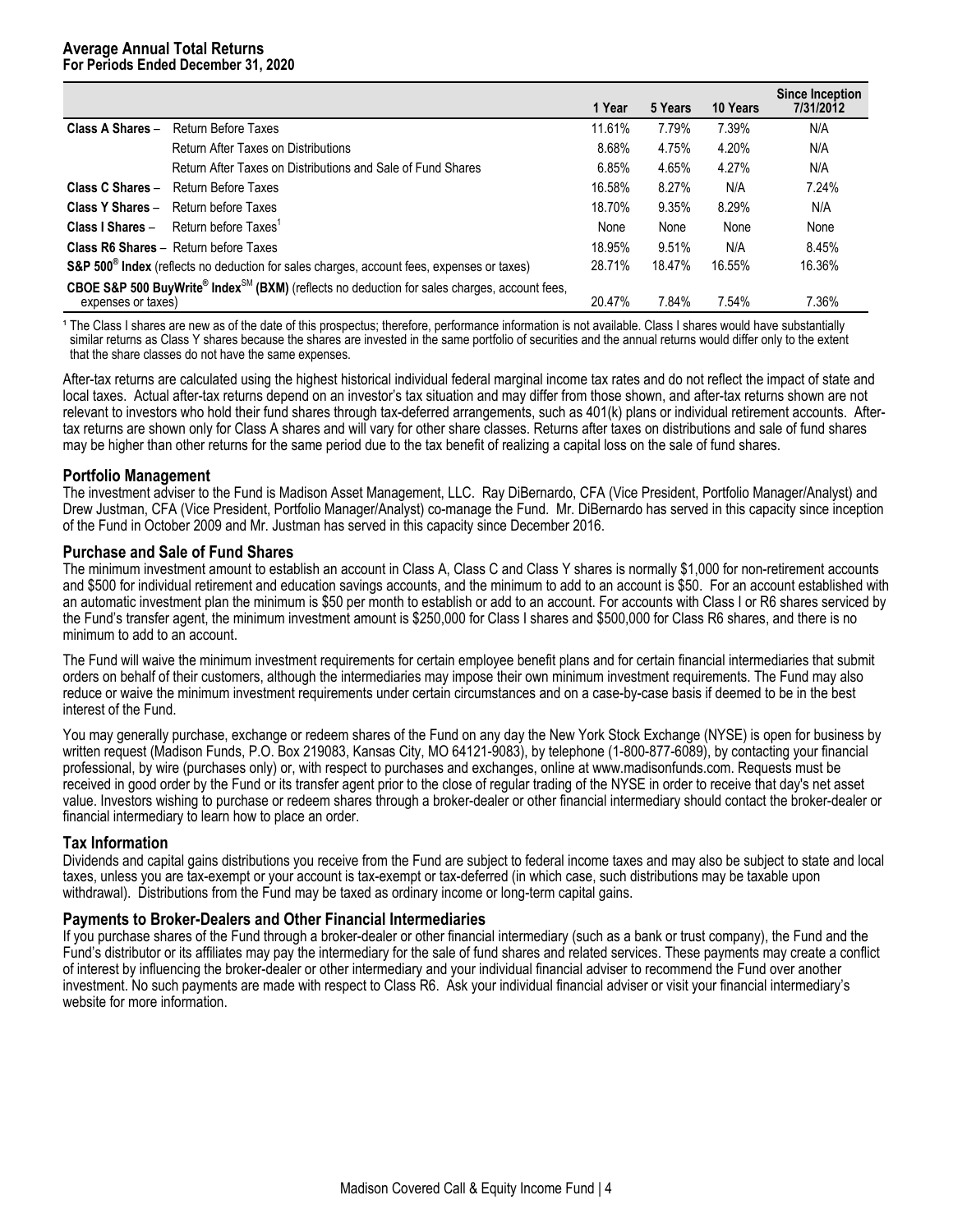## Average Annual Total Returns
**For Periods Ended December 31, 2020**

| | | 1 Year | 5 Years | 10 Years | Since Inception 7/31/2012 |
|---|---|---|---|---|---|
| **Class A Shares** – | Return Before Taxes | 11.61% | 7.79% | 7.39% | N/A |
| | Return After Taxes on Distributions | 8.68% | 4.75% | 4.20% | N/A |
| | Return After Taxes on Distributions and Sale of Fund Shares | 6.85% | 4.65% | 4.27% | N/A |
| **Class C Shares** – | Return Before Taxes | 16.58% | 8.27% | N/A | 7.24% |
| **Class Y Shares** – | Return before Taxes | 18.70% | 9.35% | 8.29% | N/A |
| **Class I Shares** – | Return before Taxes[1] | None | None | None | None |
| **Class R6 Shares** – | Return before Taxes | 18.95% | 9.51% | N/A | 8.45% |
| **S&P 500® Index** (reflects no deduction for sales charges, account fees, expenses or taxes) | | 28.71% | 18.47% | 16.55% | 16.36% |
| **CBOE S&P 500 BuyWrite® Index℠ (BXM)** (reflects no deduction for sales charges, account fees, expenses or taxes) | | 20.47% | 7.84% | 7.54% | 7.36% |

[1] The Class I shares are new as of the date of this prospectus; therefore, performance information is not available. Class I shares would have substantially similar returns as Class Y shares because the shares are invested in the same portfolio of securities and the annual returns would differ only to the extent that the share classes do not have the same expenses.

After-tax returns are calculated using the highest historical individual federal marginal income tax rates and do not reflect the impact of state and local taxes. Actual after-tax returns depend on an investor's tax situation and may differ from those shown, and after-tax returns shown are not relevant to investors who hold their fund shares through tax-deferred arrangements, such as 401(k) plans or individual retirement accounts. After-tax returns are shown only for Class A shares and will vary for other share classes. Returns after taxes on distributions and sale of fund shares may be higher than other returns for the same period due to the tax benefit of realizing a capital loss on the sale of fund shares.

### Portfolio Management

The investment adviser to the Fund is Madison Asset Management, LLC. Ray DiBernardo, CFA (Vice President, Portfolio Manager/Analyst) and Drew Justman, CFA (Vice President, Portfolio Manager/Analyst) co-manage the Fund. Mr. DiBernardo has served in this capacity since inception of the Fund in October 2009 and Mr. Justman has served in this capacity since December 2016.

### Purchase and Sale of Fund Shares

The minimum investment amount to establish an account in Class A, Class C and Class Y shares is normally $1,000 for non-retirement accounts and $500 for individual retirement and education savings accounts, and the minimum to add to an account is $50. For an account established with an automatic investment plan the minimum is $50 per month to establish or add to an account. For accounts with Class I or R6 shares serviced by the Fund's transfer agent, the minimum investment amount is $250,000 for Class I shares and $500,000 for Class R6 shares, and there is no minimum to add to an account.

The Fund will waive the minimum investment requirements for certain employee benefit plans and for certain financial intermediaries that submit orders on behalf of their customers, although the intermediaries may impose their own minimum investment requirements. The Fund may also reduce or waive the minimum investment requirements under certain circumstances and on a case-by-case basis if deemed to be in the best interest of the Fund.

You may generally purchase, exchange or redeem shares of the Fund on any day the New York Stock Exchange (NYSE) is open for business by written request (Madison Funds, P.O. Box 219083, Kansas City, MO 64121-9083), by telephone (1-800-877-6089), by contacting your financial professional, by wire (purchases only) or, with respect to purchases and exchanges, online at www.madisonfunds.com. Requests must be received in good order by the Fund or its transfer agent prior to the close of regular trading of the NYSE in order to receive that day's net asset value. Investors wishing to purchase or redeem shares through a broker-dealer or other financial intermediary should contact the broker-dealer or financial intermediary to learn how to place an order.

### Tax Information

Dividends and capital gains distributions you receive from the Fund are subject to federal income taxes and may also be subject to state and local taxes, unless you are tax-exempt or your account is tax-exempt or tax-deferred (in which case, such distributions may be taxable upon withdrawal). Distributions from the Fund may be taxed as ordinary income or long-term capital gains.

### Payments to Broker-Dealers and Other Financial Intermediaries

If you purchase shares of the Fund through a broker-dealer or other financial intermediary (such as a bank or trust company), the Fund and the Fund's distributor or its affiliates may pay the intermediary for the sale of fund shares and related services. These payments may create a conflict of interest by influencing the broker-dealer or other intermediary and your individual financial adviser to recommend the Fund over another investment. No such payments are made with respect to Class R6. Ask your individual financial adviser or visit your financial intermediary's website for more information.